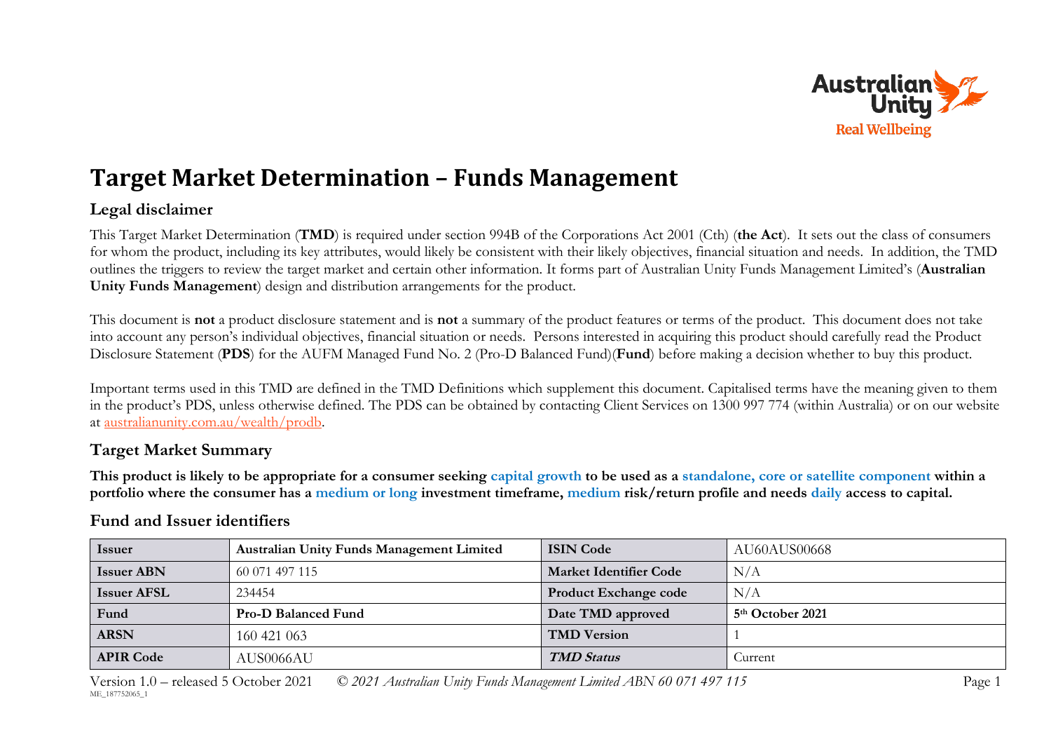# Target Market Determination – Funds Management

## Legal disclaimer

This Target Market Determination (**TMD**) is required under section 994B of the Corporations Act 2001 (Cth) (**the Act**). It sets out the class of consumers for whom the product, including its key attributes, would likely be consistent with their likely objectives, financial situation and needs. In addition, the TMD outlines the triggers to review the target market and certain other information. It forms part of Australian Unity Funds Management Limited's (**Australian Unity Funds Management**) design and distribution arrangements for the product.

This document is **not** a product disclosure statement and is **not** a summary of the product features or terms of the product. This document does not take into account any person's individual objectives, financial situation or needs. Persons interested in acquiring this product should carefully read the Product Disclosure Statement (**PDS**) for the AUFM Managed Fund No. 2 (Pro-D Balanced Fund)(**Fund**) before making a decision whether to buy this product.

Important terms used in this TMD are defined in the TMD Definitions which supplement this document. Capitalised terms have the meaning given to them in the product's PDS, unless otherwise defined. The PDS can be obtained by contacting Client Services on 1300 997 774 (within Australia) or on our website at australianunity.com.au/wealth/prodb.

## Target Market Summary

**This product is likely to be appropriate for a consumer seeking capital growth to be used as a standalone, core or satellite component within a portfolio where the consumer has a medium or long investment timeframe, medium risk/return profile and needs daily access to capital.**

## Fund and Issuer identifiers

| **Issuer** | **Australian Unity Funds Management Limited** | **ISIN Code** | AU60AUS00668 |
|---|---|---|---|
| **Issuer ABN** | 60 071 497 115 | **Market Identifier Code** | N/A |
| **Issuer AFSL** | 234454 | **Product Exchange code** | N/A |
| **Fund** | **Pro-D Balanced Fund** | **Date TMD approved** | **5th October 2021** |
| **ARSN** | 160 421 063 | **TMD Version** | 1 |
| **APIR Code** | AUS0066AU | ***TMD Status*** | Current |

Version 1.0 – released 5 October 2021 © *2021 Australian Unity Funds Management Limited ABN 60 071 497 115*

ME_187752065_1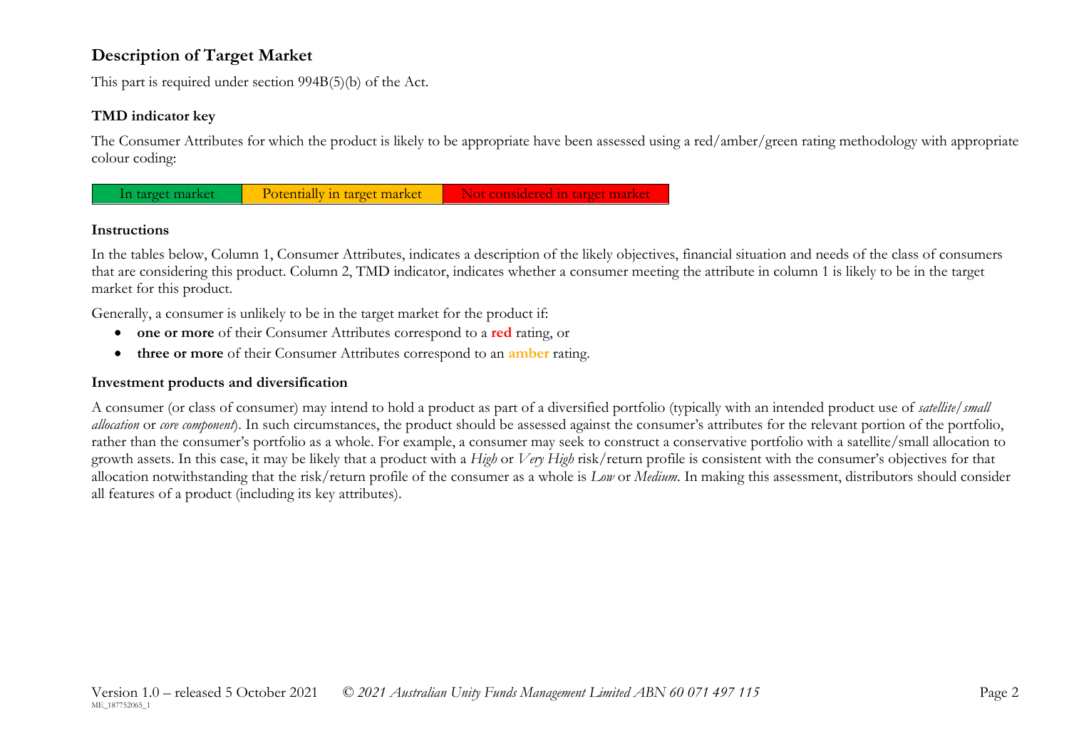## Description of Target Market

This part is required under section 994B(5)(b) of the Act.

### TMD indicator key

The Consumer Attributes for which the product is likely to be appropriate have been assessed using a red/amber/green rating methodology with appropriate colour coding:

| In target market | Potentially in target market | Not considered in target market |
|---|---|---|

### Instructions

In the tables below, Column 1, Consumer Attributes, indicates a description of the likely objectives, financial situation and needs of the class of consumers that are considering this product. Column 2, TMD indicator, indicates whether a consumer meeting the attribute in column 1 is likely to be in the target market for this product.

Generally, a consumer is unlikely to be in the target market for the product if:

- **one or more** of their Consumer Attributes correspond to a **red** rating, or
- **three or more** of their Consumer Attributes correspond to an **amber** rating.

### Investment products and diversification

A consumer (or class of consumer) may intend to hold a product as part of a diversified portfolio (typically with an intended product use of *satellite/small allocation* or *core component*). In such circumstances, the product should be assessed against the consumer's attributes for the relevant portion of the portfolio, rather than the consumer's portfolio as a whole. For example, a consumer may seek to construct a conservative portfolio with a satellite/small allocation to growth assets. In this case, it may be likely that a product with a *High* or *Very High* risk/return profile is consistent with the consumer's objectives for that allocation notwithstanding that the risk/return profile of the consumer as a whole is *Low* or *Medium*. In making this assessment, distributors should consider all features of a product (including its key attributes).

Version 1.0 – released 5 October 2021 © *2021 Australian Unity Funds Management Limited ABN 60 071 497 115*

ME_187752065_1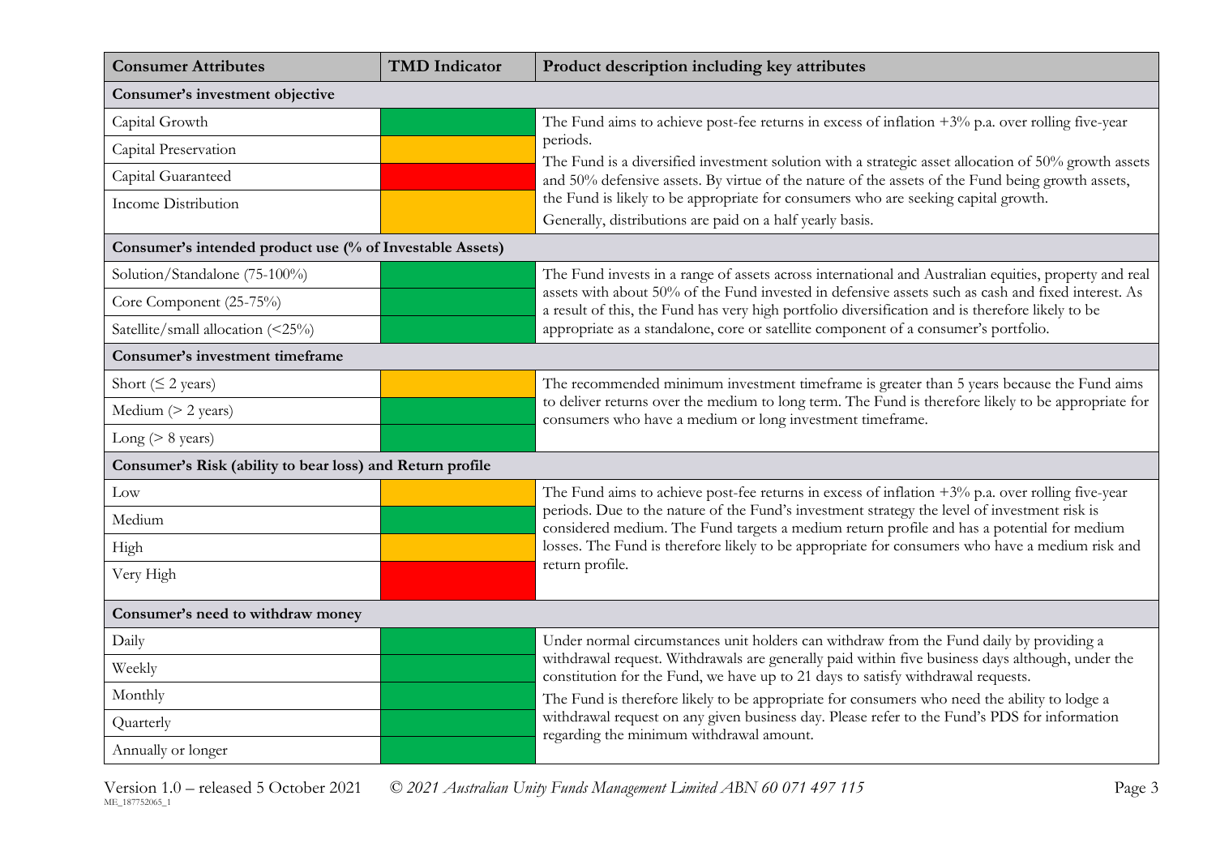| Consumer Attributes | TMD Indicator | Product description including key attributes |
|---|---|---|
| **Consumer's investment objective** | | |
| Capital Growth | Green | The Fund aims to achieve post-fee returns in excess of inflation +3% p.a. over rolling five-year periods.<br>The Fund is a diversified investment solution with a strategic asset allocation of 50% growth assets and 50% defensive assets. By virtue of the nature of the assets of the Fund being growth assets, the Fund is likely to be appropriate for consumers who are seeking capital growth.<br>Generally, distributions are paid on a half yearly basis. |
| Capital Preservation | Amber | |
| Capital Guaranteed | Red | |
| Income Distribution | Amber | |
| **Consumer's intended product use (% of Investable Assets)** | | |
| Solution/Standalone (75-100%) | Green | The Fund invests in a range of assets across international and Australian equities, property and real assets with about 50% of the Fund invested in defensive assets such as cash and fixed interest. As a result of this, the Fund has very high portfolio diversification and is therefore likely to be appropriate as a standalone, core or satellite component of a consumer's portfolio. |
| Core Component (25-75%) | Green | |
| Satellite/small allocation (<25%) | Green | |
| **Consumer's investment timeframe** | | |
| Short (≤ 2 years) | Amber | The recommended minimum investment timeframe is greater than 5 years because the Fund aims to deliver returns over the medium to long term. The Fund is therefore likely to be appropriate for consumers who have a medium or long investment timeframe. |
| Medium (> 2 years) | Green | |
| Long (> 8 years) | Green | |
| **Consumer's Risk (ability to bear loss) and Return profile** | | |
| Low | Amber | The Fund aims to achieve post-fee returns in excess of inflation +3% p.a. over rolling five-year periods. Due to the nature of the Fund's investment strategy the level of investment risk is considered medium. The Fund targets a medium return profile and has a potential for medium losses. The Fund is therefore likely to be appropriate for consumers who have a medium risk and return profile. |
| Medium | Green | |
| High | Amber | |
| Very High | Red | |
| **Consumer's need to withdraw money** | | |
| Daily | Green | Under normal circumstances unit holders can withdraw from the Fund daily by providing a withdrawal request. Withdrawals are generally paid within five business days although, under the constitution for the Fund, we have up to 21 days to satisfy withdrawal requests.<br>The Fund is therefore likely to be appropriate for consumers who need the ability to lodge a withdrawal request on any given business day. Please refer to the Fund's PDS for information regarding the minimum withdrawal amount. |
| Weekly | Green | |
| Monthly | Green | |
| Quarterly | Green | |
| Annually or longer | Green | |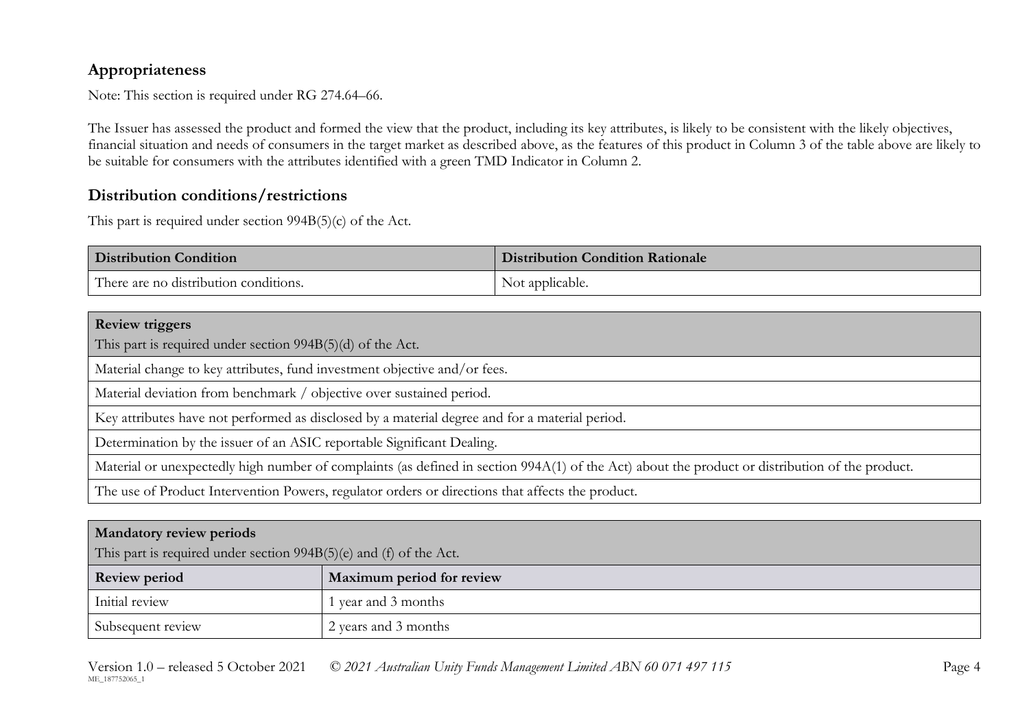## Appropriateness

Note: This section is required under RG 274.64–66.

The Issuer has assessed the product and formed the view that the product, including its key attributes, is likely to be consistent with the likely objectives, financial situation and needs of consumers in the target market as described above, as the features of this product in Column 3 of the table above are likely to be suitable for consumers with the attributes identified with a green TMD Indicator in Column 2.

## Distribution conditions/restrictions

This part is required under section 994B(5)(c) of the Act.

| Distribution Condition | Distribution Condition Rationale |
|---|---|
| There are no distribution conditions. | Not applicable. |

| **Review triggers**<br>This part is required under section 994B(5)(d) of the Act. |
|---|
| Material change to key attributes, fund investment objective and/or fees. |
| Material deviation from benchmark / objective over sustained period. |
| Key attributes have not performed as disclosed by a material degree and for a material period. |
| Determination by the issuer of an ASIC reportable Significant Dealing. |
| Material or unexpectedly high number of complaints (as defined in section 994A(1) of the Act) about the product or distribution of the product. |
| The use of Product Intervention Powers, regulator orders or directions that affects the product. |

| **Mandatory review periods**<br>This part is required under section 994B(5)(e) and (f) of the Act. | |
|---|---|
| **Review period** | **Maximum period for review** |
| Initial review | 1 year and 3 months |
| Subsequent review | 2 years and 3 months |

Version 1.0 – released 5 October 2021 *© 2021 Australian Unity Funds Management Limited ABN 60 071 497 115*

ME_187752065_1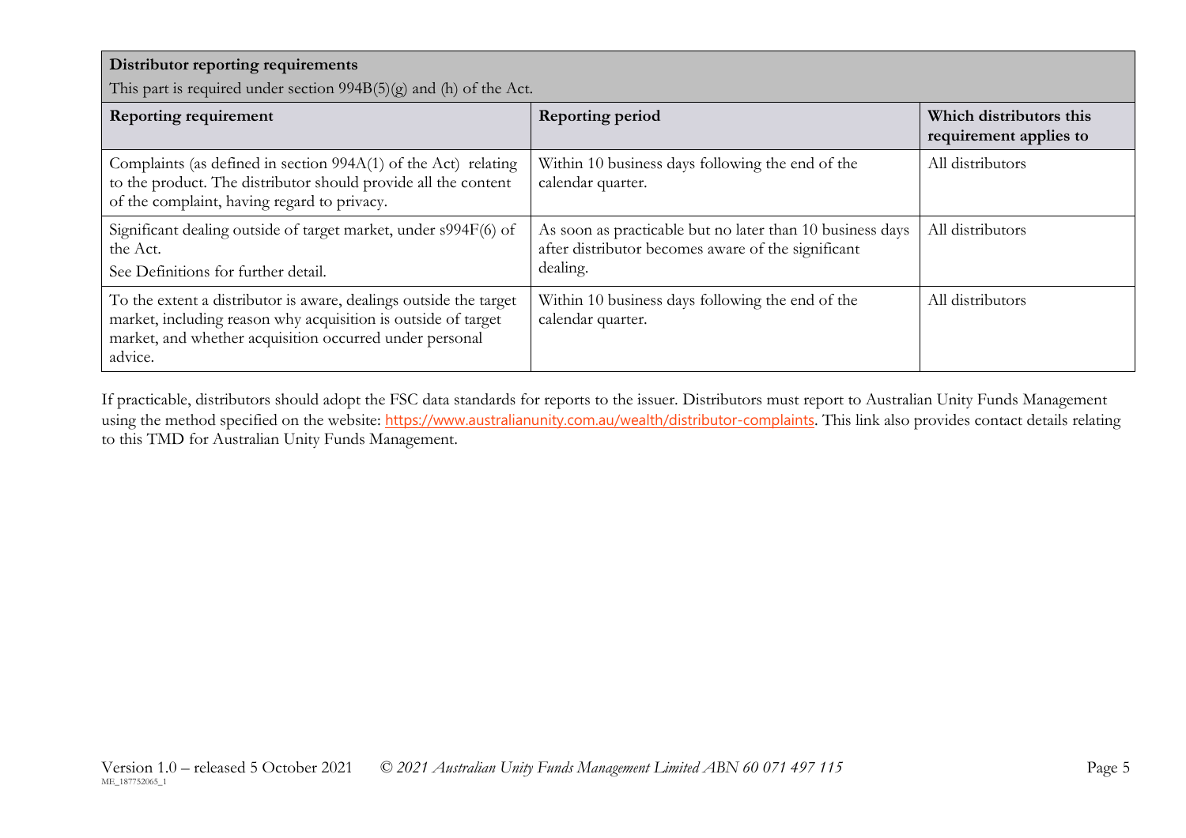**Distributor reporting requirements**

This part is required under section 994B(5)(g) and (h) of the Act.

| Reporting requirement | Reporting period | Which distributors this requirement applies to |
|---|---|---|
| Complaints (as defined in section 994A(1) of the Act) relating to the product. The distributor should provide all the content of the complaint, having regard to privacy. | Within 10 business days following the end of the calendar quarter. | All distributors |
| Significant dealing outside of target market, under s994F(6) of the Act. See Definitions for further detail. | As soon as practicable but no later than 10 business days after distributor becomes aware of the significant dealing. | All distributors |
| To the extent a distributor is aware, dealings outside the target market, including reason why acquisition is outside of target market, and whether acquisition occurred under personal advice. | Within 10 business days following the end of the calendar quarter. | All distributors |

If practicable, distributors should adopt the FSC data standards for reports to the issuer. Distributors must report to Australian Unity Funds Management using the method specified on the website: https://www.australianunity.com.au/wealth/distributor-complaints. This link also provides contact details relating to this TMD for Australian Unity Funds Management.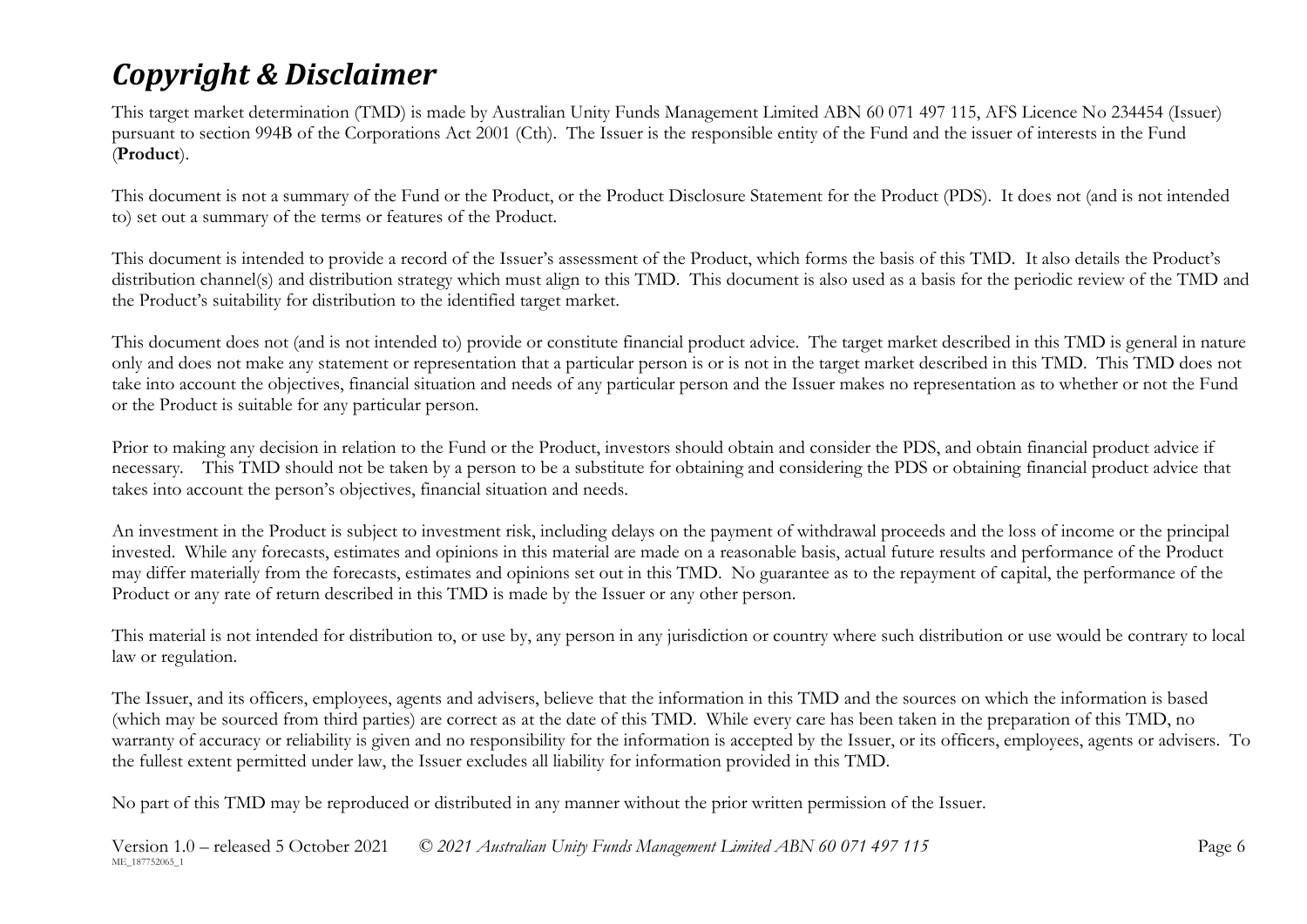# *Copyright & Disclaimer*

This target market determination (TMD) is made by Australian Unity Funds Management Limited ABN 60 071 497 115, AFS Licence No 234454 (Issuer) pursuant to section 994B of the Corporations Act 2001 (Cth). The Issuer is the responsible entity of the Fund and the issuer of interests in the Fund (**Product**).

This document is not a summary of the Fund or the Product, or the Product Disclosure Statement for the Product (PDS). It does not (and is not intended to) set out a summary of the terms or features of the Product.

This document is intended to provide a record of the Issuer's assessment of the Product, which forms the basis of this TMD. It also details the Product's distribution channel(s) and distribution strategy which must align to this TMD. This document is also used as a basis for the periodic review of the TMD and the Product's suitability for distribution to the identified target market.

This document does not (and is not intended to) provide or constitute financial product advice. The target market described in this TMD is general in nature only and does not make any statement or representation that a particular person is or is not in the target market described in this TMD. This TMD does not take into account the objectives, financial situation and needs of any particular person and the Issuer makes no representation as to whether or not the Fund or the Product is suitable for any particular person.

Prior to making any decision in relation to the Fund or the Product, investors should obtain and consider the PDS, and obtain financial product advice if necessary. This TMD should not be taken by a person to be a substitute for obtaining and considering the PDS or obtaining financial product advice that takes into account the person's objectives, financial situation and needs.

An investment in the Product is subject to investment risk, including delays on the payment of withdrawal proceeds and the loss of income or the principal invested. While any forecasts, estimates and opinions in this material are made on a reasonable basis, actual future results and performance of the Product may differ materially from the forecasts, estimates and opinions set out in this TMD. No guarantee as to the repayment of capital, the performance of the Product or any rate of return described in this TMD is made by the Issuer or any other person.

This material is not intended for distribution to, or use by, any person in any jurisdiction or country where such distribution or use would be contrary to local law or regulation.

The Issuer, and its officers, employees, agents and advisers, believe that the information in this TMD and the sources on which the information is based (which may be sourced from third parties) are correct as at the date of this TMD. While every care has been taken in the preparation of this TMD, no warranty of accuracy or reliability is given and no responsibility for the information is accepted by the Issuer, or its officers, employees, agents or advisers. To the fullest extent permitted under law, the Issuer excludes all liability for information provided in this TMD.

No part of this TMD may be reproduced or distributed in any manner without the prior written permission of the Issuer.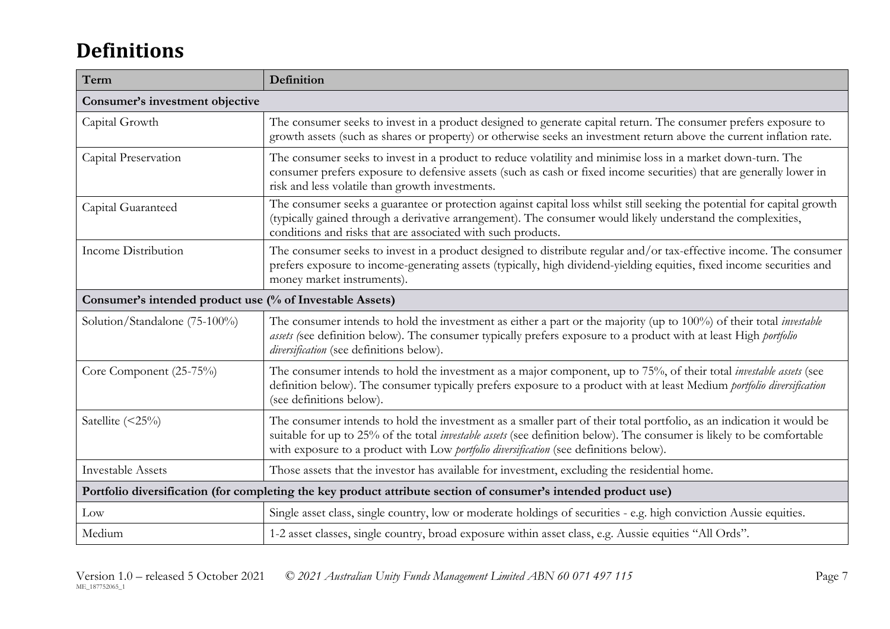# Definitions

| Term | Definition |
| --- | --- |
| **Consumer's investment objective** | |
| Capital Growth | The consumer seeks to invest in a product designed to generate capital return. The consumer prefers exposure to growth assets (such as shares or property) or otherwise seeks an investment return above the current inflation rate. |
| Capital Preservation | The consumer seeks to invest in a product to reduce volatility and minimise loss in a market down-turn. The consumer prefers exposure to defensive assets (such as cash or fixed income securities) that are generally lower in risk and less volatile than growth investments. |
| Capital Guaranteed | The consumer seeks a guarantee or protection against capital loss whilst still seeking the potential for capital growth (typically gained through a derivative arrangement). The consumer would likely understand the complexities, conditions and risks that are associated with such products. |
| Income Distribution | The consumer seeks to invest in a product designed to distribute regular and/or tax-effective income. The consumer prefers exposure to income-generating assets (typically, high dividend-yielding equities, fixed income securities and money market instruments). |
| **Consumer's intended product use (% of Investable Assets)** | |
| Solution/Standalone (75-100%) | The consumer intends to hold the investment as either a part or the majority (up to 100%) of their total *investable assets (*see definition below). The consumer typically prefers exposure to a product with at least High *portfolio diversification* (see definitions below). |
| Core Component (25-75%) | The consumer intends to hold the investment as a major component, up to 75%, of their total *investable assets* (see definition below). The consumer typically prefers exposure to a product with at least Medium *portfolio diversification* (see definitions below). |
| Satellite (<25%) | The consumer intends to hold the investment as a smaller part of their total portfolio, as an indication it would be suitable for up to 25% of the total *investable assets* (see definition below). The consumer is likely to be comfortable with exposure to a product with Low *portfolio diversification* (see definitions below). |
| Investable Assets | Those assets that the investor has available for investment, excluding the residential home. |
| **Portfolio diversification (for completing the key product attribute section of consumer's intended product use)** | |
| Low | Single asset class, single country, low or moderate holdings of securities - e.g. high conviction Aussie equities. |
| Medium | 1-2 asset classes, single country, broad exposure within asset class, e.g. Aussie equities "All Ords". |

Version 1.0 – released 5 October 2021 *© 2021 Australian Unity Funds Management Limited ABN 60 071 497 115*

ME_187752065_1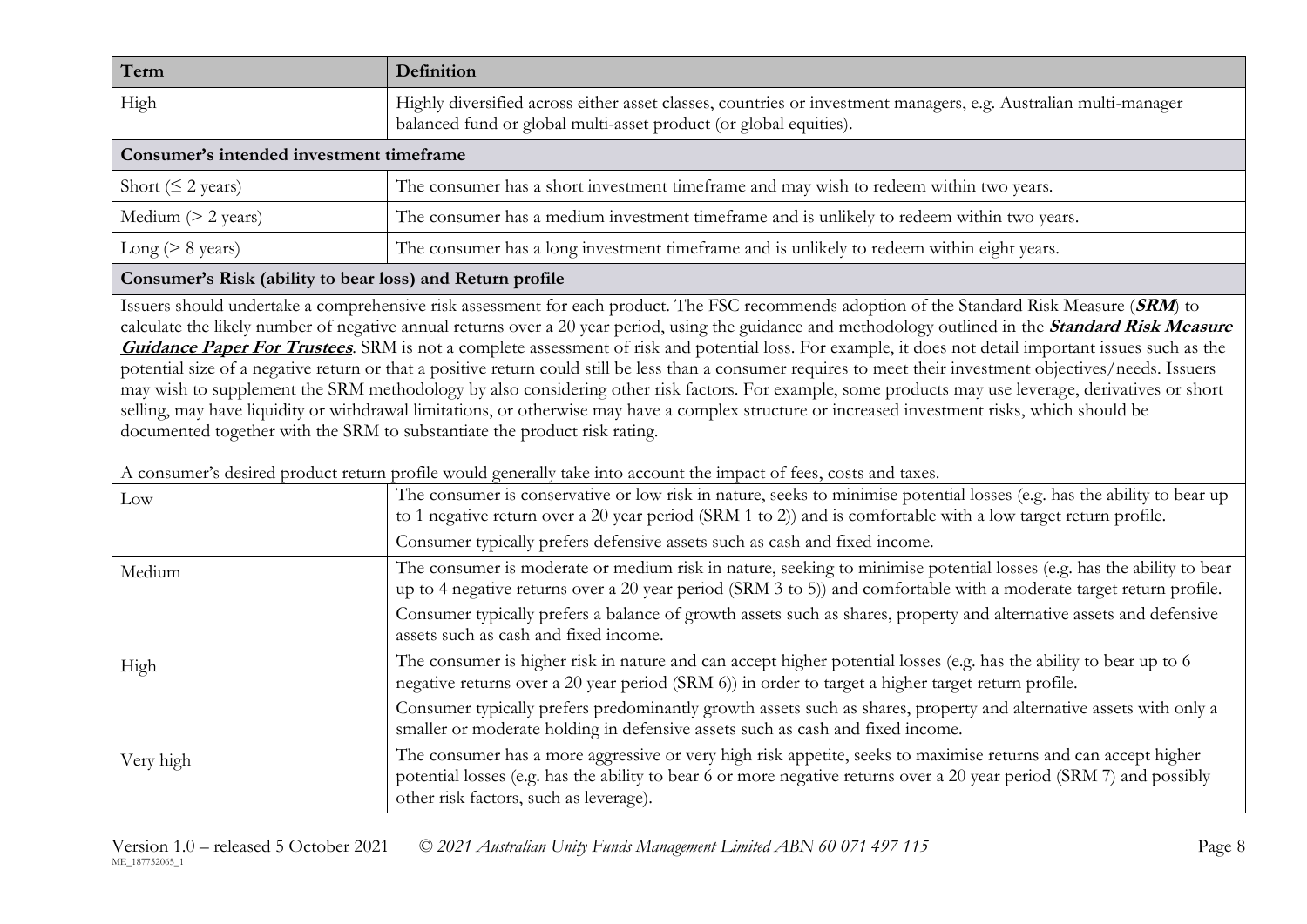| Term | Definition |
|---|---|
| High | Highly diversified across either asset classes, countries or investment managers, e.g. Australian multi-manager balanced fund or global multi-asset product (or global equities). |
| **Consumer's intended investment timeframe** | |
| Short (≤ 2 years) | The consumer has a short investment timeframe and may wish to redeem within two years. |
| Medium (> 2 years) | The consumer has a medium investment timeframe and is unlikely to redeem within two years. |
| Long (> 8 years) | The consumer has a long investment timeframe and is unlikely to redeem within eight years. |
| **Consumer's Risk (ability to bear loss) and Return profile** | |
| Issuers should undertake a comprehensive risk assessment for each product. The FSC recommends adoption of the Standard Risk Measure (***SRM***) to calculate the likely number of negative annual returns over a 20 year period, using the guidance and methodology outlined in the ***Standard Risk Measure Guidance Paper For Trustees***. SRM is not a complete assessment of risk and potential loss. For example, it does not detail important issues such as the potential size of a negative return or that a positive return could still be less than a consumer requires to meet their investment objectives/needs. Issuers may wish to supplement the SRM methodology by also considering other risk factors. For example, some products may use leverage, derivatives or short selling, may have liquidity or withdrawal limitations, or otherwise may have a complex structure or increased investment risks, which should be documented together with the SRM to substantiate the product risk rating. <br><br> A consumer's desired product return profile would generally take into account the impact of fees, costs and taxes. | |
| Low | The consumer is conservative or low risk in nature, seeks to minimise potential losses (e.g. has the ability to bear up to 1 negative return over a 20 year period (SRM 1 to 2)) and is comfortable with a low target return profile. <br> Consumer typically prefers defensive assets such as cash and fixed income. |
| Medium | The consumer is moderate or medium risk in nature, seeking to minimise potential losses (e.g. has the ability to bear up to 4 negative returns over a 20 year period (SRM 3 to 5)) and comfortable with a moderate target return profile. <br> Consumer typically prefers a balance of growth assets such as shares, property and alternative assets and defensive assets such as cash and fixed income. |
| High | The consumer is higher risk in nature and can accept higher potential losses (e.g. has the ability to bear up to 6 negative returns over a 20 year period (SRM 6)) in order to target a higher target return profile. <br> Consumer typically prefers predominantly growth assets such as shares, property and alternative assets with only a smaller or moderate holding in defensive assets such as cash and fixed income. |
| Very high | The consumer has a more aggressive or very high risk appetite, seeks to maximise returns and can accept higher potential losses (e.g. has the ability to bear 6 or more negative returns over a 20 year period (SRM 7) and possibly other risk factors, such as leverage). |

Version 1.0 – released 5 October 2021 © *2021 Australian Unity Funds Management Limited ABN 60 071 497 115*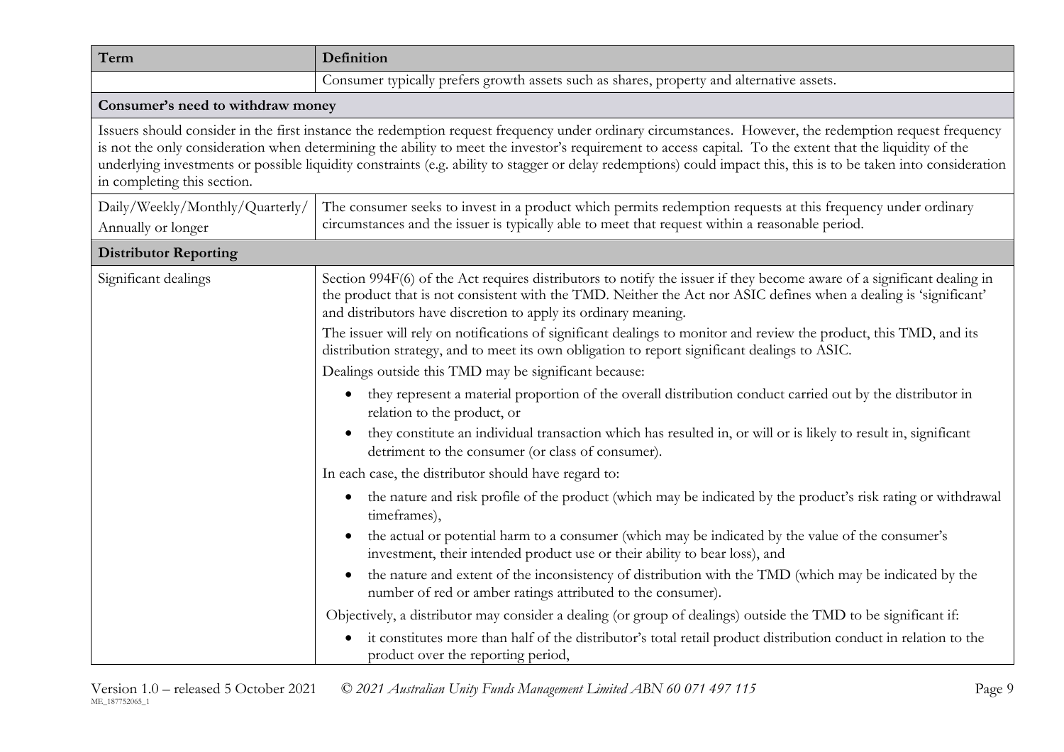| Term | Definition |
|---|---|
| | Consumer typically prefers growth assets such as shares, property and alternative assets. |
| **Consumer's need to withdraw money** | |
| Issuers should consider in the first instance the redemption request frequency under ordinary circumstances. However, the redemption request frequency is not the only consideration when determining the ability to meet the investor's requirement to access capital. To the extent that the liquidity of the underlying investments or possible liquidity constraints (e.g. ability to stagger or delay redemptions) could impact this, this is to be taken into consideration in completing this section. | |
| Daily/Weekly/Monthly/Quarterly/ Annually or longer | The consumer seeks to invest in a product which permits redemption requests at this frequency under ordinary circumstances and the issuer is typically able to meet that request within a reasonable period. |
| **Distributor Reporting** | |
| Significant dealings | Section 994F(6) of the Act requires distributors to notify the issuer if they become aware of a significant dealing in the product that is not consistent with the TMD. Neither the Act nor ASIC defines when a dealing is 'significant' and distributors have discretion to apply its ordinary meaning.<br><br>The issuer will rely on notifications of significant dealings to monitor and review the product, this TMD, and its distribution strategy, and to meet its own obligation to report significant dealings to ASIC.<br><br>Dealings outside this TMD may be significant because:<br>• they represent a material proportion of the overall distribution conduct carried out by the distributor in relation to the product, or<br>• they constitute an individual transaction which has resulted in, or will or is likely to result in, significant detriment to the consumer (or class of consumer).<br><br>In each case, the distributor should have regard to:<br>• the nature and risk profile of the product (which may be indicated by the product's risk rating or withdrawal timeframes),<br>• the actual or potential harm to a consumer (which may be indicated by the value of the consumer's investment, their intended product use or their ability to bear loss), and<br>• the nature and extent of the inconsistency of distribution with the TMD (which may be indicated by the number of red or amber ratings attributed to the consumer).<br><br>Objectively, a distributor may consider a dealing (or group of dealings) outside the TMD to be significant if:<br>• it constitutes more than half of the distributor's total retail product distribution conduct in relation to the product over the reporting period, |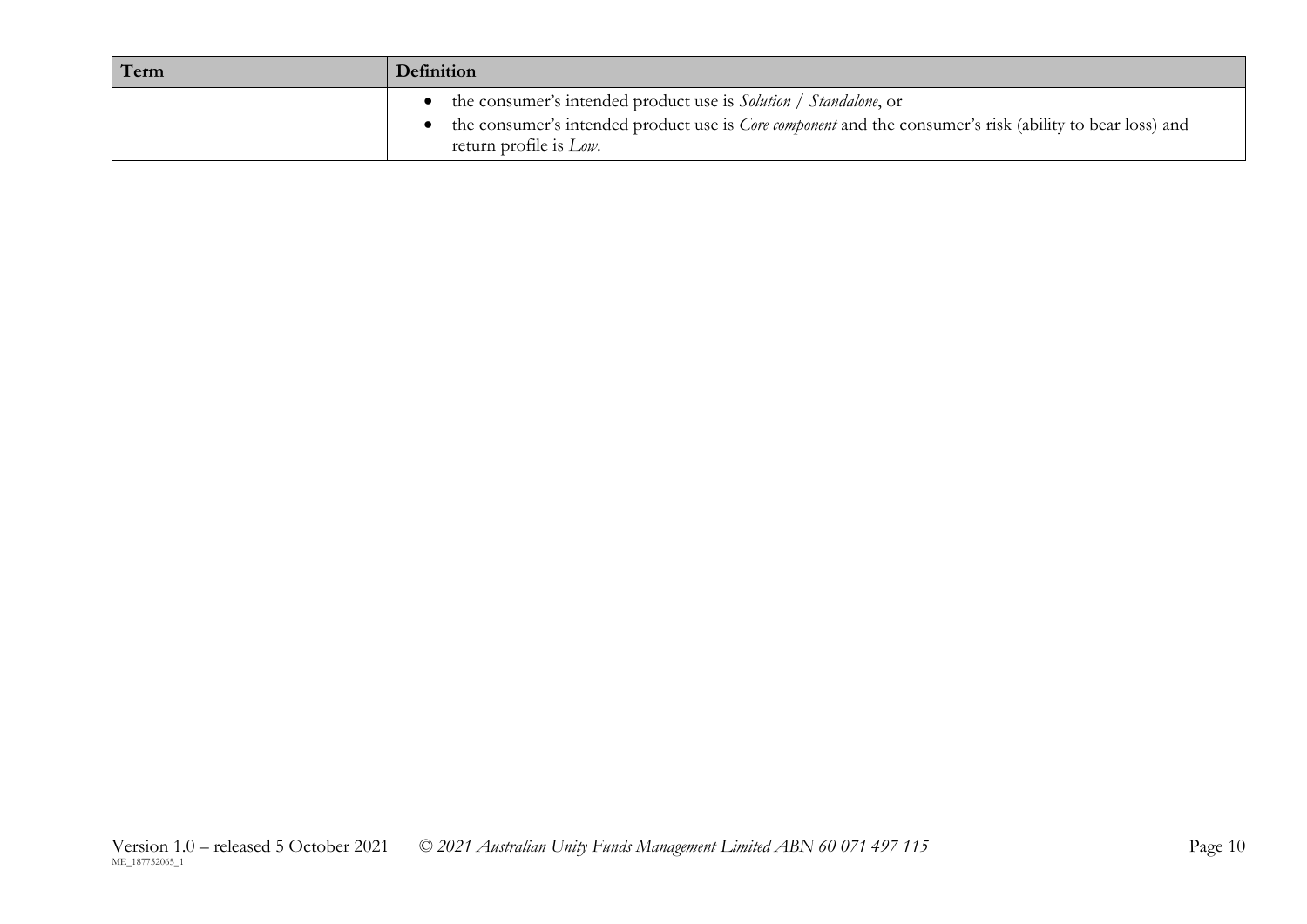| Term | Definition |
|---|---|
| | • the consumer's intended product use is *Solution / Standalone*, or<br>• the consumer's intended product use is *Core component* and the consumer's risk (ability to bear loss) and return profile is *Low*. |